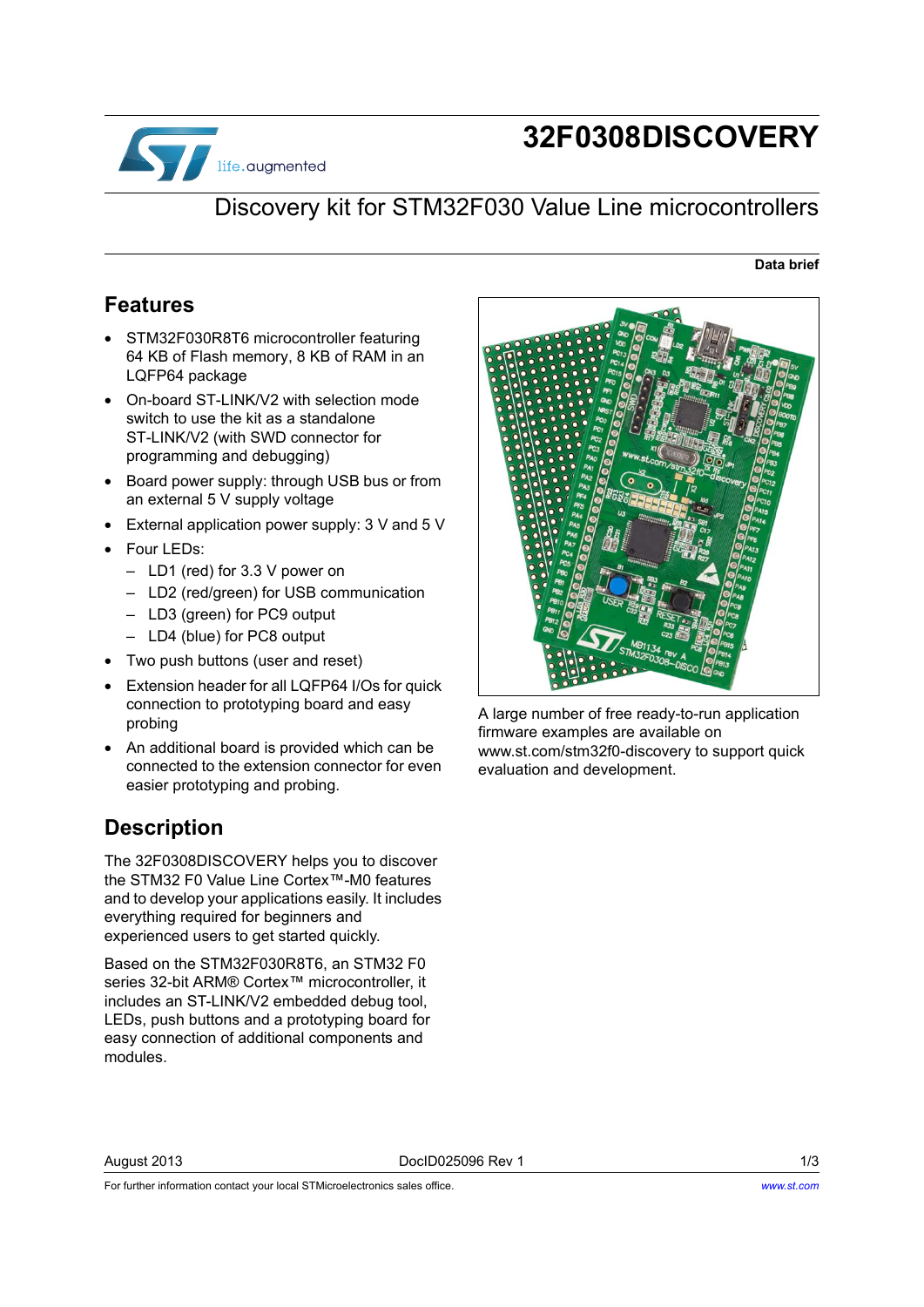# 32F0308DISCOVERY

## Discovery kit for STM32F030 Value Line microcontrollers

**Data brief**

## Features

- STM32F030R8T6 microcontroller featuring 64 KB of Flash memory, 8 KB of RAM in an LQFP64 package
- On-board ST-LINK/V2 with selection mode switch to use the kit as a standalone ST-LINK/V2 (with SWD connector for programming and debugging)
- Board power supply: through USB bus or from an external 5 V supply voltage
- External application power supply: 3 V and 5 V
- Four LEDs:
  - LD1 (red) for 3.3 V power on
  - LD2 (red/green) for USB communication
  - LD3 (green) for PC9 output
  - LD4 (blue) for PC8 output
- Two push buttons (user and reset)
- Extension header for all LQFP64 I/Os for quick connection to prototyping board and easy probing
- An additional board is provided which can be connected to the extension connector for even easier prototyping and probing.

A large number of free ready-to-run application firmware examples are available on www.st.com/stm32f0-discovery to support quick evaluation and development.

## Description

The 32F0308DISCOVERY helps you to discover the STM32 F0 Value Line Cortex™-M0 features and to develop your applications easily. It includes everything required for beginners and experienced users to get started quickly.

Based on the STM32F030R8T6, an STM32 F0 series 32-bit ARM® Cortex™ microcontroller, it includes an ST-LINK/V2 embedded debug tool, LEDs, push buttons and a prototyping board for easy connection of additional components and modules.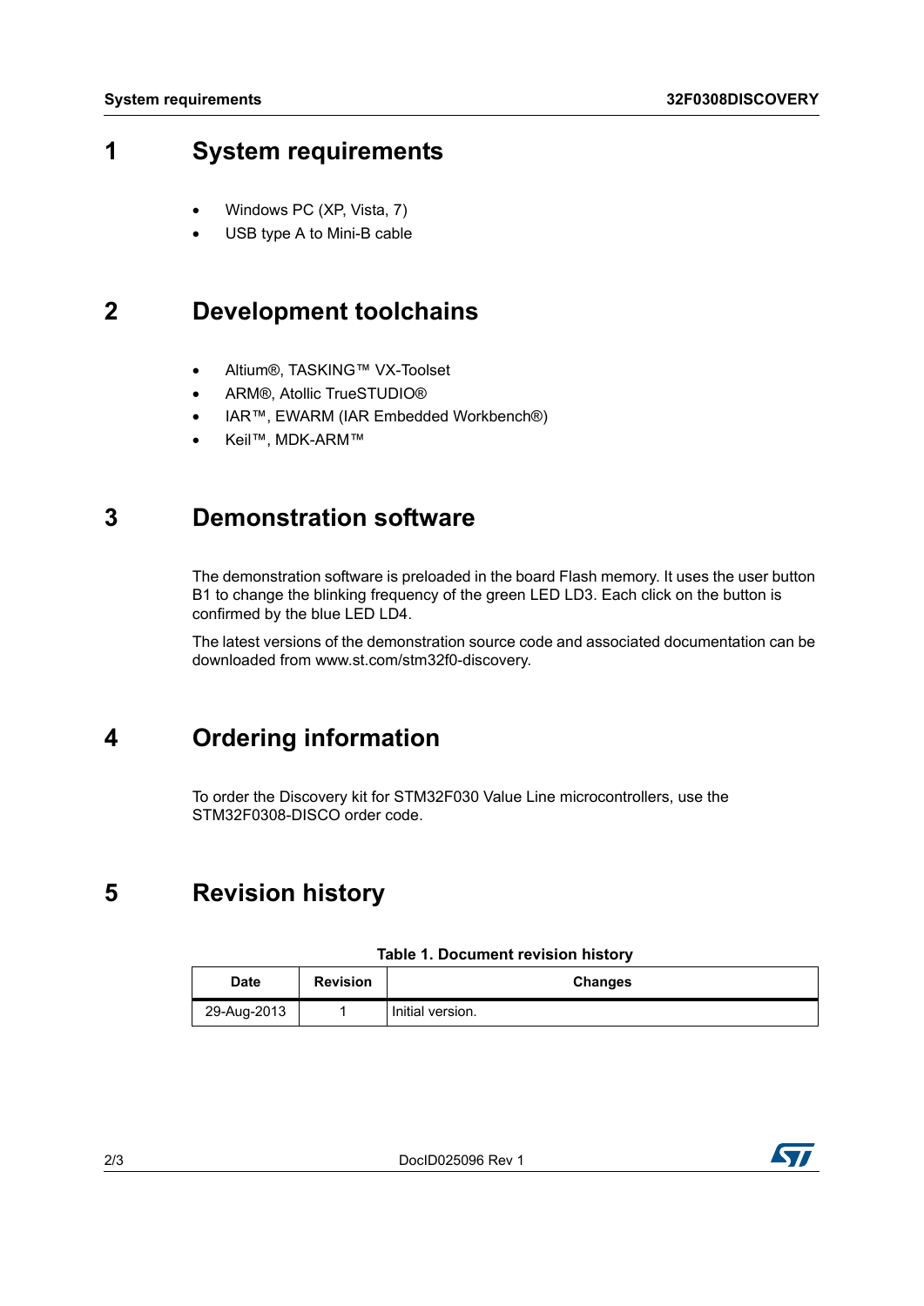# 1 System requirements

- Windows PC (XP, Vista, 7)
- USB type A to Mini-B cable

# 2 Development toolchains

- Altium®, TASKING™ VX-Toolset
- ARM®, Atollic TrueSTUDIO®
- IAR™, EWARM (IAR Embedded Workbench®)
- Keil™, MDK-ARM™

# 3 Demonstration software

The demonstration software is preloaded in the board Flash memory. It uses the user button B1 to change the blinking frequency of the green LED LD3. Each click on the button is confirmed by the blue LED LD4.

The latest versions of the demonstration source code and associated documentation can be downloaded from www.st.com/stm32f0-discovery.

# 4 Ordering information

To order the Discovery kit for STM32F030 Value Line microcontrollers, use the STM32F0308-DISCO order code.

# 5 Revision history

**Table 1. Document revision history**

| Date | Revision | Changes |
|---|---|---|
| 29-Aug-2013 | 1 | Initial version. |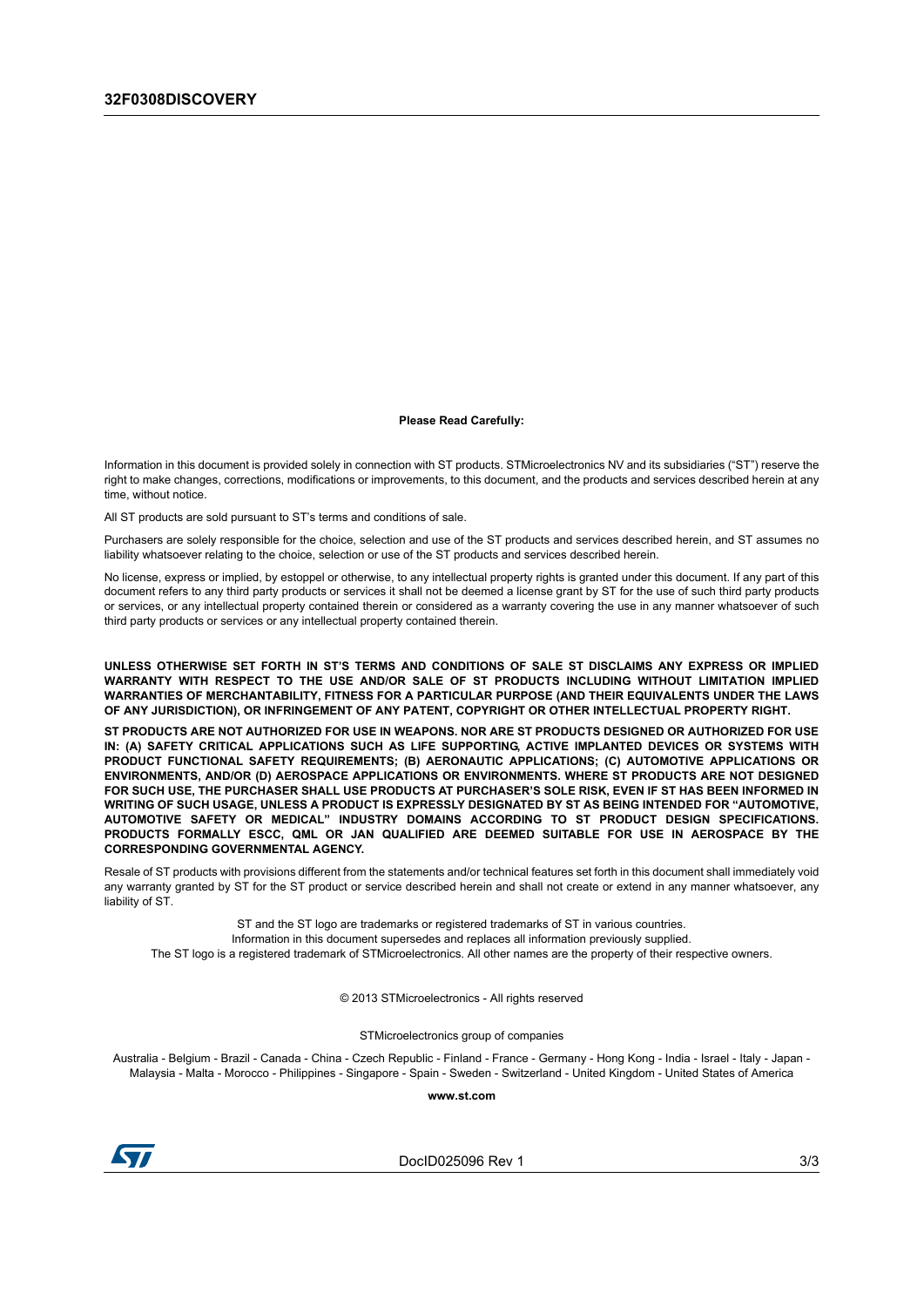**Please Read Carefully:**

Information in this document is provided solely in connection with ST products. STMicroelectronics NV and its subsidiaries ("ST") reserve the right to make changes, corrections, modifications or improvements, to this document, and the products and services described herein at any time, without notice.

All ST products are sold pursuant to ST's terms and conditions of sale.

Purchasers are solely responsible for the choice, selection and use of the ST products and services described herein, and ST assumes no liability whatsoever relating to the choice, selection or use of the ST products and services described herein.

No license, express or implied, by estoppel or otherwise, to any intellectual property rights is granted under this document. If any part of this document refers to any third party products or services it shall not be deemed a license grant by ST for the use of such third party products or services, or any intellectual property contained therein or considered as a warranty covering the use in any manner whatsoever of such third party products or services or any intellectual property contained therein.

**UNLESS OTHERWISE SET FORTH IN ST'S TERMS AND CONDITIONS OF SALE ST DISCLAIMS ANY EXPRESS OR IMPLIED WARRANTY WITH RESPECT TO THE USE AND/OR SALE OF ST PRODUCTS INCLUDING WITHOUT LIMITATION IMPLIED WARRANTIES OF MERCHANTABILITY, FITNESS FOR A PARTICULAR PURPOSE (AND THEIR EQUIVALENTS UNDER THE LAWS OF ANY JURISDICTION), OR INFRINGEMENT OF ANY PATENT, COPYRIGHT OR OTHER INTELLECTUAL PROPERTY RIGHT.**

**ST PRODUCTS ARE NOT AUTHORIZED FOR USE IN WEAPONS. NOR ARE ST PRODUCTS DESIGNED OR AUTHORIZED FOR USE IN: (A) SAFETY CRITICAL APPLICATIONS SUCH AS LIFE SUPPORTING, ACTIVE IMPLANTED DEVICES OR SYSTEMS WITH PRODUCT FUNCTIONAL SAFETY REQUIREMENTS; (B) AERONAUTIC APPLICATIONS; (C) AUTOMOTIVE APPLICATIONS OR ENVIRONMENTS, AND/OR (D) AEROSPACE APPLICATIONS OR ENVIRONMENTS. WHERE ST PRODUCTS ARE NOT DESIGNED FOR SUCH USE, THE PURCHASER SHALL USE PRODUCTS AT PURCHASER'S SOLE RISK, EVEN IF ST HAS BEEN INFORMED IN WRITING OF SUCH USAGE, UNLESS A PRODUCT IS EXPRESSLY DESIGNATED BY ST AS BEING INTENDED FOR "AUTOMOTIVE, AUTOMOTIVE SAFETY OR MEDICAL" INDUSTRY DOMAINS ACCORDING TO ST PRODUCT DESIGN SPECIFICATIONS. PRODUCTS FORMALLY ESCC, QML OR JAN QUALIFIED ARE DEEMED SUITABLE FOR USE IN AEROSPACE BY THE CORRESPONDING GOVERNMENTAL AGENCY.**

Resale of ST products with provisions different from the statements and/or technical features set forth in this document shall immediately void any warranty granted by ST for the ST product or service described herein and shall not create or extend in any manner whatsoever, any liability of ST.

ST and the ST logo are trademarks or registered trademarks of ST in various countries.
Information in this document supersedes and replaces all information previously supplied.
The ST logo is a registered trademark of STMicroelectronics. All other names are the property of their respective owners.

© 2013 STMicroelectronics - All rights reserved

STMicroelectronics group of companies

Australia - Belgium - Brazil - Canada - China - Czech Republic - Finland - France - Germany - Hong Kong - India - Israel - Italy - Japan - Malaysia - Malta - Morocco - Philippines - Singapore - Spain - Sweden - Switzerland - United Kingdom - United States of America

**www.st.com**